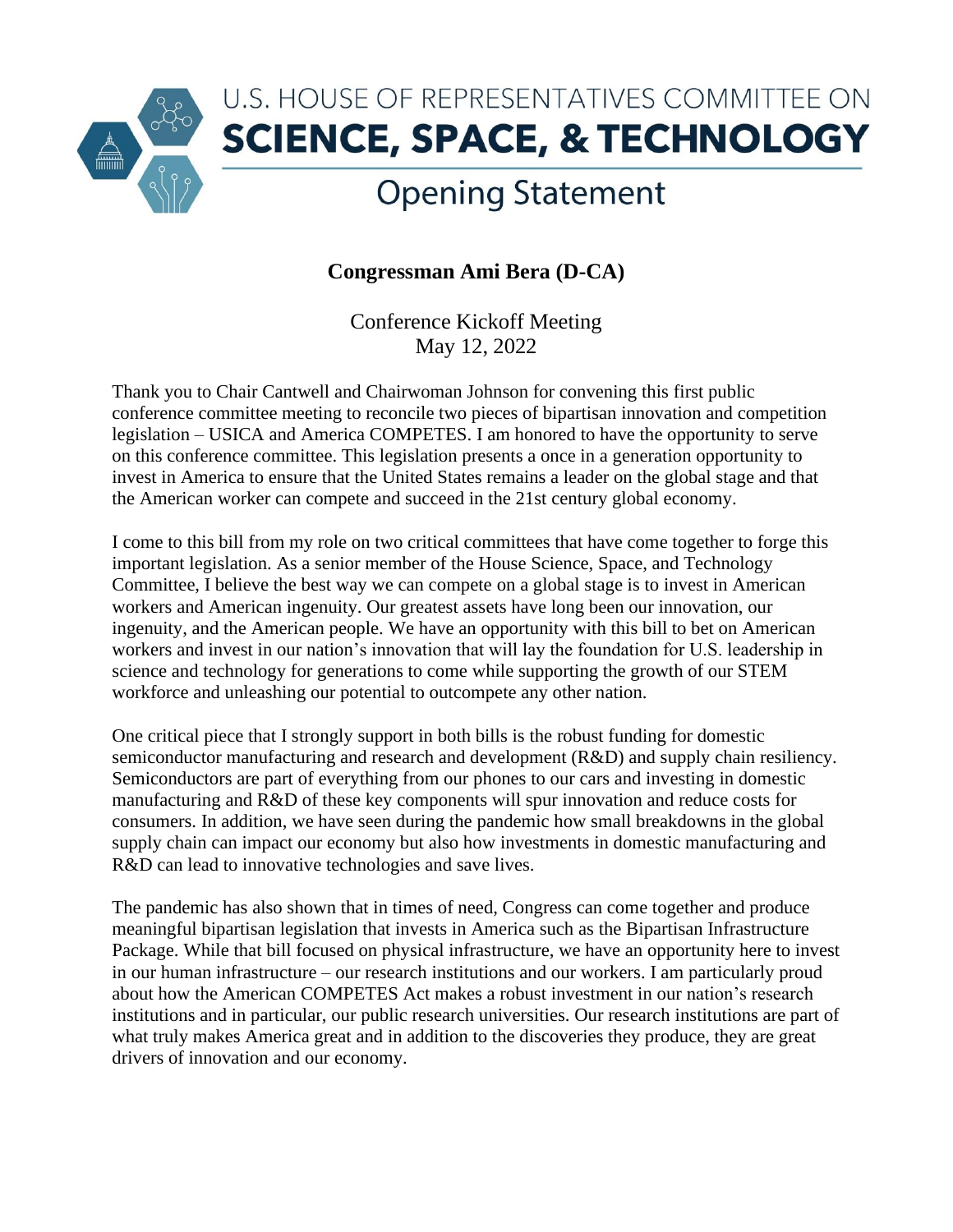# U.S. HOUSE OF REPRESENTATIVES COMMITTEE ON SCIENCE, SPACE, & TECHNOLOGY

## Opening Statement

**Congressman Ami Bera (D-CA)**

Conference Kickoff Meeting
May 12, 2022

Thank you to Chair Cantwell and Chairwoman Johnson for convening this first public conference committee meeting to reconcile two pieces of bipartisan innovation and competition legislation – USICA and America COMPETES. I am honored to have the opportunity to serve on this conference committee. This legislation presents a once in a generation opportunity to invest in America to ensure that the United States remains a leader on the global stage and that the American worker can compete and succeed in the 21st century global economy.

I come to this bill from my role on two critical committees that have come together to forge this important legislation. As a senior member of the House Science, Space, and Technology Committee, I believe the best way we can compete on a global stage is to invest in American workers and American ingenuity. Our greatest assets have long been our innovation, our ingenuity, and the American people. We have an opportunity with this bill to bet on American workers and invest in our nation's innovation that will lay the foundation for U.S. leadership in science and technology for generations to come while supporting the growth of our STEM workforce and unleashing our potential to outcompete any other nation.

One critical piece that I strongly support in both bills is the robust funding for domestic semiconductor manufacturing and research and development (R&D) and supply chain resiliency. Semiconductors are part of everything from our phones to our cars and investing in domestic manufacturing and R&D of these key components will spur innovation and reduce costs for consumers. In addition, we have seen during the pandemic how small breakdowns in the global supply chain can impact our economy but also how investments in domestic manufacturing and R&D can lead to innovative technologies and save lives.

The pandemic has also shown that in times of need, Congress can come together and produce meaningful bipartisan legislation that invests in America such as the Bipartisan Infrastructure Package. While that bill focused on physical infrastructure, we have an opportunity here to invest in our human infrastructure – our research institutions and our workers. I am particularly proud about how the American COMPETES Act makes a robust investment in our nation's research institutions and in particular, our public research universities. Our research institutions are part of what truly makes America great and in addition to the discoveries they produce, they are great drivers of innovation and our economy.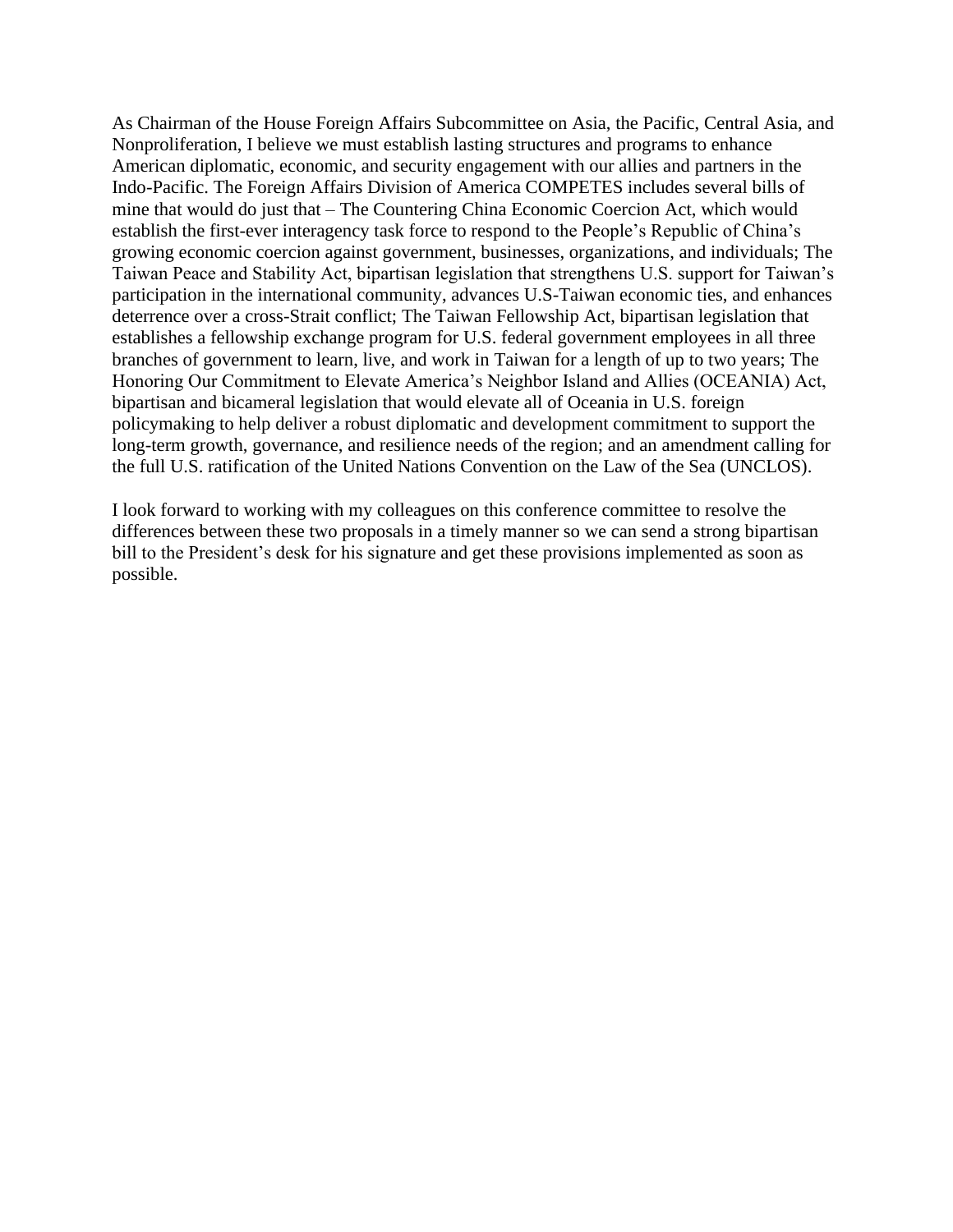As Chairman of the House Foreign Affairs Subcommittee on Asia, the Pacific, Central Asia, and Nonproliferation, I believe we must establish lasting structures and programs to enhance American diplomatic, economic, and security engagement with our allies and partners in the Indo-Pacific. The Foreign Affairs Division of America COMPETES includes several bills of mine that would do just that – The Countering China Economic Coercion Act, which would establish the first-ever interagency task force to respond to the People's Republic of China's growing economic coercion against government, businesses, organizations, and individuals; The Taiwan Peace and Stability Act, bipartisan legislation that strengthens U.S. support for Taiwan's participation in the international community, advances U.S-Taiwan economic ties, and enhances deterrence over a cross-Strait conflict; The Taiwan Fellowship Act, bipartisan legislation that establishes a fellowship exchange program for U.S. federal government employees in all three branches of government to learn, live, and work in Taiwan for a length of up to two years; The Honoring Our Commitment to Elevate America's Neighbor Island and Allies (OCEANIA) Act, bipartisan and bicameral legislation that would elevate all of Oceania in U.S. foreign policymaking to help deliver a robust diplomatic and development commitment to support the long-term growth, governance, and resilience needs of the region; and an amendment calling for the full U.S. ratification of the United Nations Convention on the Law of the Sea (UNCLOS).

I look forward to working with my colleagues on this conference committee to resolve the differences between these two proposals in a timely manner so we can send a strong bipartisan bill to the President's desk for his signature and get these provisions implemented as soon as possible.